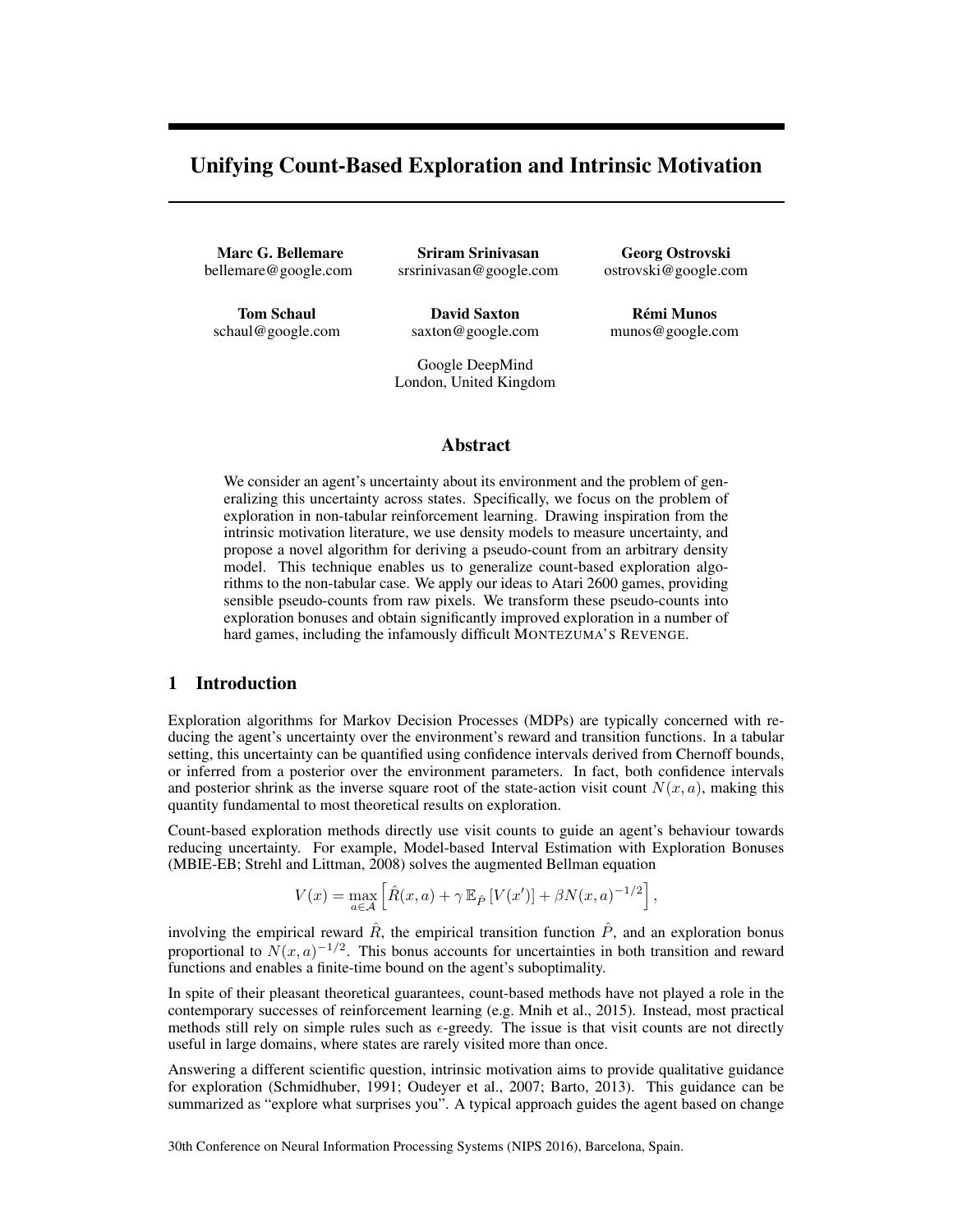# Unifying Count-Based Exploration and Intrinsic Motivation

**Marc G. Bellemare**
bellemare@google.com

**Sriram Srinivasan**
srsrinivasan@google.com

**Georg Ostrovski**
ostrovski@google.com

**Tom Schaul**
schaul@google.com

**David Saxton**
saxton@google.com

**Rémi Munos**
munos@google.com

Google DeepMind
London, United Kingdom

## Abstract

We consider an agent's uncertainty about its environment and the problem of generalizing this uncertainty across states. Specifically, we focus on the problem of exploration in non-tabular reinforcement learning. Drawing inspiration from the intrinsic motivation literature, we use density models to measure uncertainty, and propose a novel algorithm for deriving a pseudo-count from an arbitrary density model. This technique enables us to generalize count-based exploration algorithms to the non-tabular case. We apply our ideas to Atari 2600 games, providing sensible pseudo-counts from raw pixels. We transform these pseudo-counts into exploration bonuses and obtain significantly improved exploration in a number of hard games, including the infamously difficult MONTEZUMA'S REVENGE.

## 1 Introduction

Exploration algorithms for Markov Decision Processes (MDPs) are typically concerned with reducing the agent's uncertainty over the environment's reward and transition functions. In a tabular setting, this uncertainty can be quantified using confidence intervals derived from Chernoff bounds, or inferred from a posterior over the environment parameters. In fact, both confidence intervals and posterior shrink as the inverse square root of the state-action visit count $N(x, a)$, making this quantity fundamental to most theoretical results on exploration.

Count-based exploration methods directly use visit counts to guide an agent's behaviour towards reducing uncertainty. For example, Model-based Interval Estimation with Exploration Bonuses (MBIE-EB; Strehl and Littman, 2008) solves the augmented Bellman equation

$$V(x) = \max_{a \in \mathcal{A}} \left[ \hat{R}(x, a) + \gamma \, \mathbb{E}_{\hat{P}} \left[ V(x') \right] + \beta N(x, a)^{-1/2} \right],$$

involving the empirical reward $\hat{R}$, the empirical transition function $\hat{P}$, and an exploration bonus proportional to $N(x, a)^{-1/2}$. This bonus accounts for uncertainties in both transition and reward functions and enables a finite-time bound on the agent's suboptimality.

In spite of their pleasant theoretical guarantees, count-based methods have not played a role in the contemporary successes of reinforcement learning (e.g. Mnih et al., 2015). Instead, most practical methods still rely on simple rules such as $\epsilon$-greedy. The issue is that visit counts are not directly useful in large domains, where states are rarely visited more than once.

Answering a different scientific question, intrinsic motivation aims to provide qualitative guidance for exploration (Schmidhuber, 1991; Oudeyer et al., 2007; Barto, 2013). This guidance can be summarized as "explore what surprises you". A typical approach guides the agent based on change

30th Conference on Neural Information Processing Systems (NIPS 2016), Barcelona, Spain.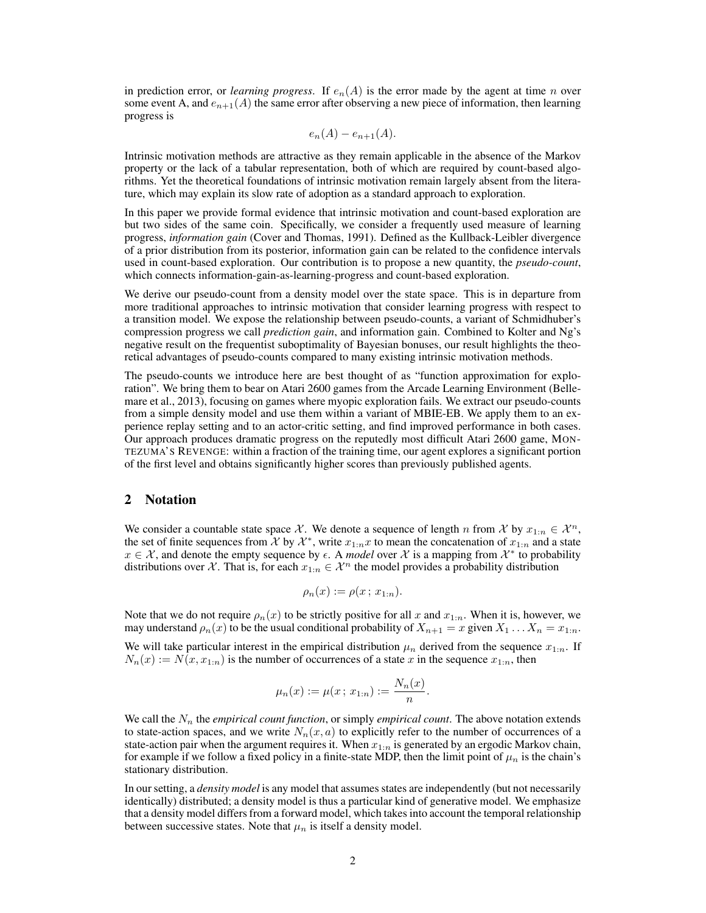in prediction error, or *learning progress*. If $e_n(A)$ is the error made by the agent at time $n$ over some event A, and $e_{n+1}(A)$ the same error after observing a new piece of information, then learning progress is

$$e_n(A) - e_{n+1}(A).$$

Intrinsic motivation methods are attractive as they remain applicable in the absence of the Markov property or the lack of a tabular representation, both of which are required by count-based algorithms. Yet the theoretical foundations of intrinsic motivation remain largely absent from the literature, which may explain its slow rate of adoption as a standard approach to exploration.

In this paper we provide formal evidence that intrinsic motivation and count-based exploration are but two sides of the same coin. Specifically, we consider a frequently used measure of learning progress, *information gain* (Cover and Thomas, 1991). Defined as the Kullback-Leibler divergence of a prior distribution from its posterior, information gain can be related to the confidence intervals used in count-based exploration. Our contribution is to propose a new quantity, the *pseudo-count*, which connects information-gain-as-learning-progress and count-based exploration.

We derive our pseudo-count from a density model over the state space. This is in departure from more traditional approaches to intrinsic motivation that consider learning progress with respect to a transition model. We expose the relationship between pseudo-counts, a variant of Schmidhuber's compression progress we call *prediction gain*, and information gain. Combined to Kolter and Ng's negative result on the frequentist suboptimality of Bayesian bonuses, our result highlights the theoretical advantages of pseudo-counts compared to many existing intrinsic motivation methods.

The pseudo-counts we introduce here are best thought of as "function approximation for exploration". We bring them to bear on Atari 2600 games from the Arcade Learning Environment (Bellemare et al., 2013), focusing on games where myopic exploration fails. We extract our pseudo-counts from a simple density model and use them within a variant of MBIE-EB. We apply them to an experience replay setting and to an actor-critic setting, and find improved performance in both cases. Our approach produces dramatic progress on the reputedly most difficult Atari 2600 game, MONTEZUMA'S REVENGE: within a fraction of the training time, our agent explores a significant portion of the first level and obtains significantly higher scores than previously published agents.

## 2 Notation

We consider a countable state space $\mathcal{X}$. We denote a sequence of length $n$ from $\mathcal{X}$ by $x_{1:n} \in \mathcal{X}^n$, the set of finite sequences from $\mathcal{X}$ by $\mathcal{X}^*$, write $x_{1:n}x$ to mean the concatenation of $x_{1:n}$ and a state $x \in \mathcal{X}$, and denote the empty sequence by $\epsilon$. A *model* over $\mathcal{X}$ is a mapping from $\mathcal{X}^*$ to probability distributions over $\mathcal{X}$. That is, for each $x_{1:n} \in \mathcal{X}^n$ the model provides a probability distribution

$$\rho_n(x) := \rho(x\,;\,x_{1:n}).$$

Note that we do not require $\rho_n(x)$ to be strictly positive for all $x$ and $x_{1:n}$. When it is, however, we may understand $\rho_n(x)$ to be the usual conditional probability of $X_{n+1} = x$ given $X_1 \ldots X_n = x_{1:n}$.

We will take particular interest in the empirical distribution $\mu_n$ derived from the sequence $x_{1:n}$. If $N_n(x) := N(x, x_{1:n})$ is the number of occurrences of a state $x$ in the sequence $x_{1:n}$, then

$$\mu_n(x) := \mu(x\,;\,x_{1:n}) := \frac{N_n(x)}{n}.$$

We call the $N_n$ the *empirical count function*, or simply *empirical count*. The above notation extends to state-action spaces, and we write $N_n(x, a)$ to explicitly refer to the number of occurrences of a state-action pair when the argument requires it. When $x_{1:n}$ is generated by an ergodic Markov chain, for example if we follow a fixed policy in a finite-state MDP, then the limit point of $\mu_n$ is the chain's stationary distribution.

In our setting, a *density model* is any model that assumes states are independently (but not necessarily identically) distributed; a density model is thus a particular kind of generative model. We emphasize that a density model differs from a forward model, which takes into account the temporal relationship between successive states. Note that $\mu_n$ is itself a density model.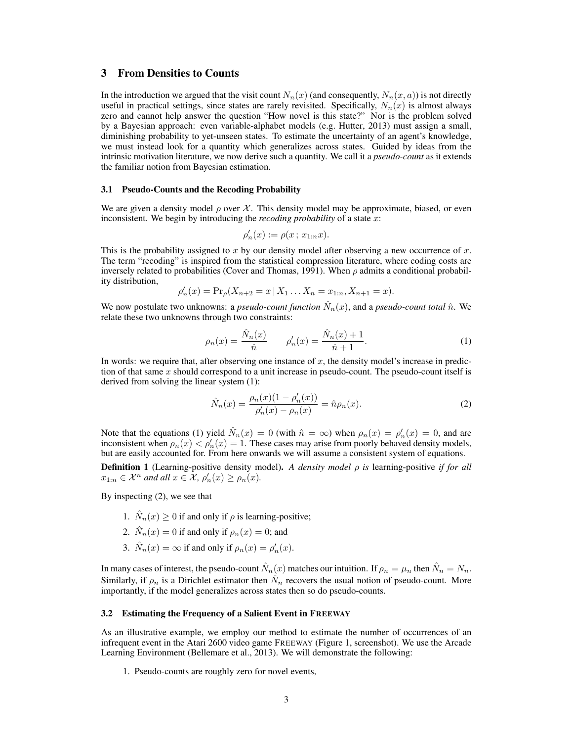## 3 From Densities to Counts

In the introduction we argued that the visit count $N_n(x)$ (and consequently, $N_n(x, a)$) is not directly useful in practical settings, since states are rarely revisited. Specifically, $N_n(x)$ is almost always zero and cannot help answer the question "How novel is this state?" Nor is the problem solved by a Bayesian approach: even variable-alphabet models (e.g. Hutter, 2013) must assign a small, diminishing probability to yet-unseen states. To estimate the uncertainty of an agent's knowledge, we must instead look for a quantity which generalizes across states. Guided by ideas from the intrinsic motivation literature, we now derive such a quantity. We call it a *pseudo-count* as it extends the familiar notion from Bayesian estimation.

### 3.1 Pseudo-Counts and the Recoding Probability

We are given a density model $\rho$ over $\mathcal{X}$. This density model may be approximate, biased, or even inconsistent. We begin by introducing the *recoding probability* of a state $x$:

$$\rho'_n(x) := \rho(x\,;\, x_{1:n}x).$$

This is the probability assigned to $x$ by our density model after observing a new occurrence of $x$. The term "recoding" is inspired from the statistical compression literature, where coding costs are inversely related to probabilities (Cover and Thomas, 1991). When $\rho$ admits a conditional probability distribution,

$$\rho'_n(x) = \Pr_\rho(X_{n+2} = x \,|\, X_1 \ldots X_n = x_{1:n}, X_{n+1} = x).$$

We now postulate two unknowns: a *pseudo-count function* $\hat{N}_n(x)$, and a *pseudo-count total* $\hat{n}$. We relate these two unknowns through two constraints:

$$\rho_n(x) = \frac{\hat{N}_n(x)}{\hat{n}} \qquad \rho'_n(x) = \frac{\hat{N}_n(x) + 1}{\hat{n} + 1}. \tag{1}$$

In words: we require that, after observing one instance of $x$, the density model's increase in prediction of that same $x$ should correspond to a unit increase in pseudo-count. The pseudo-count itself is derived from solving the linear system (1):

$$\hat{N}_n(x) = \frac{\rho_n(x)(1 - \rho'_n(x))}{\rho'_n(x) - \rho_n(x)} = \hat{n}\rho_n(x). \tag{2}$$

Note that the equations (1) yield $\hat{N}_n(x) = 0$ (with $\hat{n} = \infty$) when $\rho_n(x) = \rho'_n(x) = 0$, and are inconsistent when $\rho_n(x) < \rho'_n(x) = 1$. These cases may arise from poorly behaved density models, but are easily accounted for. From here onwards we will assume a consistent system of equations.

**Definition 1** (Learning-positive density model). *A density model $\rho$ is* learning-positive *if for all $x_{1:n} \in \mathcal{X}^n$ and all $x \in \mathcal{X}$, $\rho'_n(x) \geq \rho_n(x)$.*

By inspecting (2), we see that

1. $\hat{N}_n(x) \geq 0$ if and only if $\rho$ is learning-positive;
2. $\hat{N}_n(x) = 0$ if and only if $\rho_n(x) = 0$; and
3. $\hat{N}_n(x) = \infty$ if and only if $\rho_n(x) = \rho'_n(x)$.

In many cases of interest, the pseudo-count $\hat{N}_n(x)$ matches our intuition. If $\rho_n = \mu_n$ then $\hat{N}_n = N_n$. Similarly, if $\rho_n$ is a Dirichlet estimator then $\hat{N}_n$ recovers the usual notion of pseudo-count. More importantly, if the model generalizes across states then so do pseudo-counts.

### 3.2 Estimating the Frequency of a Salient Event in FREEWAY

As an illustrative example, we employ our method to estimate the number of occurrences of an infrequent event in the Atari 2600 video game FREEWAY (Figure 1, screenshot). We use the Arcade Learning Environment (Bellemare et al., 2013). We will demonstrate the following:

1. Pseudo-counts are roughly zero for novel events,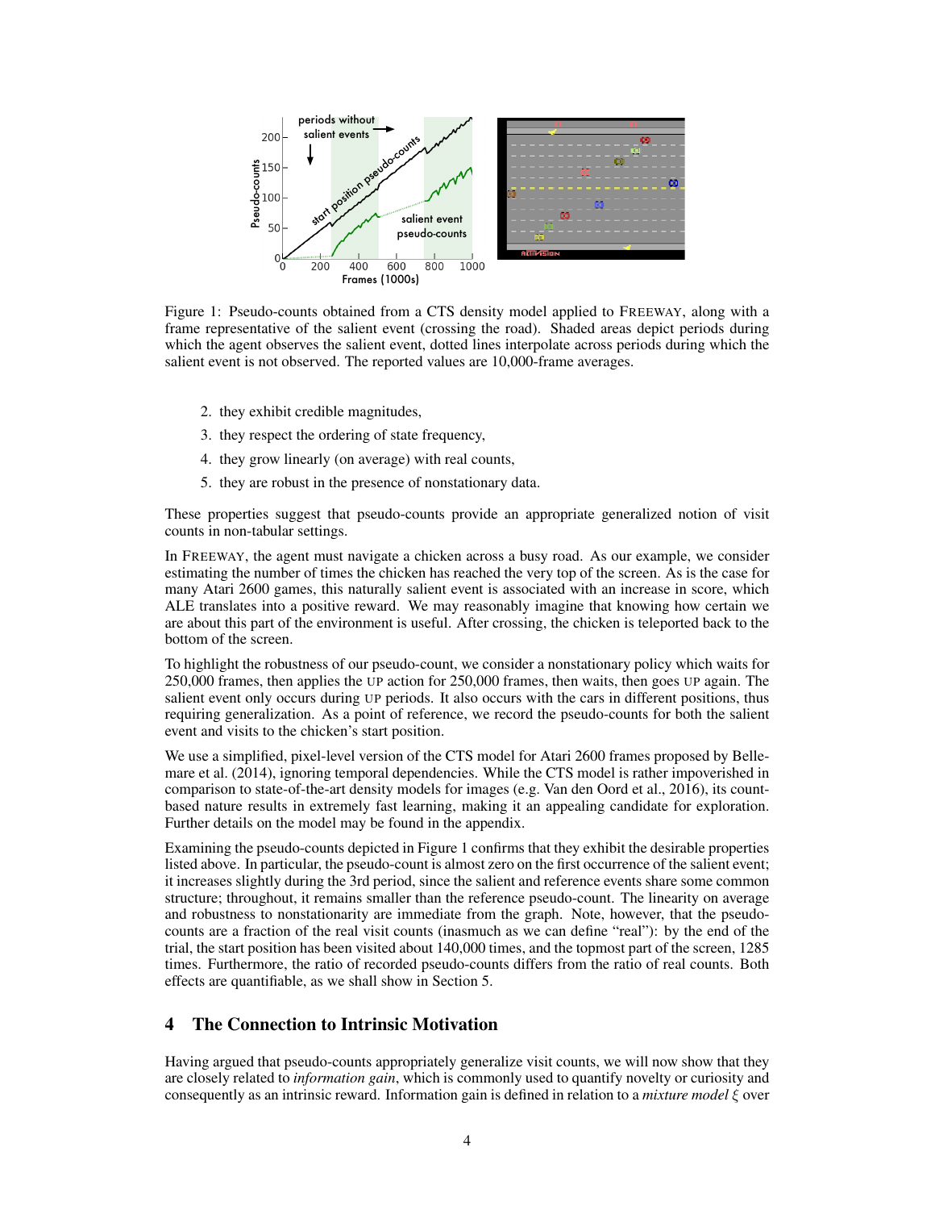Figure 1: Pseudo-counts obtained from a CTS density model applied to FREEWAY, along with a frame representative of the salient event (crossing the road). Shaded areas depict periods during which the agent observes the salient event, dotted lines interpolate across periods during which the salient event is not observed. The reported values are 10,000-frame averages.

2. they exhibit credible magnitudes,
3. they respect the ordering of state frequency,
4. they grow linearly (on average) with real counts,
5. they are robust in the presence of nonstationary data.

These properties suggest that pseudo-counts provide an appropriate generalized notion of visit counts in non-tabular settings.

In FREEWAY, the agent must navigate a chicken across a busy road. As our example, we consider estimating the number of times the chicken has reached the very top of the screen. As is the case for many Atari 2600 games, this naturally salient event is associated with an increase in score, which ALE translates into a positive reward. We may reasonably imagine that knowing how certain we are about this part of the environment is useful. After crossing, the chicken is teleported back to the bottom of the screen.

To highlight the robustness of our pseudo-count, we consider a nonstationary policy which waits for 250,000 frames, then applies the UP action for 250,000 frames, then waits, then goes UP again. The salient event only occurs during UP periods. It also occurs with the cars in different positions, thus requiring generalization. As a point of reference, we record the pseudo-counts for both the salient event and visits to the chicken's start position.

We use a simplified, pixel-level version of the CTS model for Atari 2600 frames proposed by Bellemare et al. (2014), ignoring temporal dependencies. While the CTS model is rather impoverished in comparison to state-of-the-art density models for images (e.g. Van den Oord et al., 2016), its count-based nature results in extremely fast learning, making it an appealing candidate for exploration. Further details on the model may be found in the appendix.

Examining the pseudo-counts depicted in Figure 1 confirms that they exhibit the desirable properties listed above. In particular, the pseudo-count is almost zero on the first occurrence of the salient event; it increases slightly during the 3rd period, since the salient and reference events share some common structure; throughout, it remains smaller than the reference pseudo-count. The linearity on average and robustness to nonstationarity are immediate from the graph. Note, however, that the pseudo-counts are a fraction of the real visit counts (inasmuch as we can define "real"): by the end of the trial, the start position has been visited about 140,000 times, and the topmost part of the screen, 1285 times. Furthermore, the ratio of recorded pseudo-counts differs from the ratio of real counts. Both effects are quantifiable, as we shall show in Section 5.

## 4 The Connection to Intrinsic Motivation

Having argued that pseudo-counts appropriately generalize visit counts, we will now show that they are closely related to *information gain*, which is commonly used to quantify novelty or curiosity and consequently as an intrinsic reward. Information gain is defined in relation to a *mixture model* $\xi$ over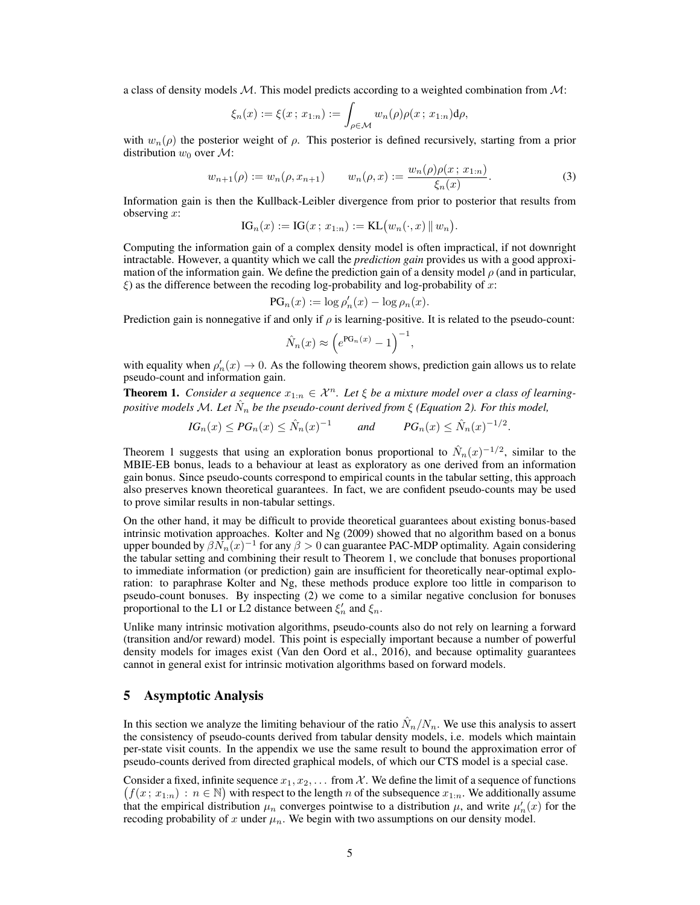a class of density models $\mathcal{M}$. This model predicts according to a weighted combination from $\mathcal{M}$:

$$\xi_n(x) := \xi(x\,;\,x_{1:n}) := \int_{\rho \in \mathcal{M}} w_n(\rho)\rho(x\,;\,x_{1:n})\mathrm{d}\rho,$$

with $w_n(\rho)$ the posterior weight of $\rho$. This posterior is defined recursively, starting from a prior distribution $w_0$ over $\mathcal{M}$:

$$w_{n+1}(\rho) := w_n(\rho, x_{n+1}) \qquad w_n(\rho, x) := \frac{w_n(\rho)\rho(x\,;\,x_{1:n})}{\xi_n(x)}. \tag{3}$$

Information gain is then the Kullback-Leibler divergence from prior to posterior that results from observing $x$:

$$\mathrm{IG}_n(x) := \mathrm{IG}(x\,;\,x_{1:n}) := \mathrm{KL}\big(w_n(\cdot, x)\,\|\,w_n\big).$$

Computing the information gain of a complex density model is often impractical, if not downright intractable. However, a quantity which we call the *prediction gain* provides us with a good approximation of the information gain. We define the prediction gain of a density model $\rho$ (and in particular, $\xi$) as the difference between the recoding log-probability and log-probability of $x$:

$$\mathrm{PG}_n(x) := \log \rho'_n(x) - \log \rho_n(x).$$

Prediction gain is nonnegative if and only if $\rho$ is learning-positive. It is related to the pseudo-count:

$$\hat{N}_n(x) \approx \left(e^{\mathrm{PG}_n(x)} - 1\right)^{-1},$$

with equality when $\rho'_n(x) \to 0$. As the following theorem shows, prediction gain allows us to relate pseudo-count and information gain.

**Theorem 1.** *Consider a sequence $x_{1:n} \in \mathcal{X}^n$. Let $\xi$ be a mixture model over a class of learning-positive models $\mathcal{M}$. Let $\hat{N}_n$ be the pseudo-count derived from $\xi$ (Equation 2). For this model,*

$$IG_n(x) \leq PG_n(x) \leq \hat{N}_n(x)^{-1} \qquad \textit{and} \qquad PG_n(x) \leq \hat{N}_n(x)^{-1/2}.$$

Theorem 1 suggests that using an exploration bonus proportional to $\hat{N}_n(x)^{-1/2}$, similar to the MBIE-EB bonus, leads to a behaviour at least as exploratory as one derived from an information gain bonus. Since pseudo-counts correspond to empirical counts in the tabular setting, this approach also preserves known theoretical guarantees. In fact, we are confident pseudo-counts may be used to prove similar results in non-tabular settings.

On the other hand, it may be difficult to provide theoretical guarantees about existing bonus-based intrinsic motivation approaches. Kolter and Ng (2009) showed that no algorithm based on a bonus upper bounded by $\beta N_n(x)^{-1}$ for any $\beta > 0$ can guarantee PAC-MDP optimality. Again considering the tabular setting and combining their result to Theorem 1, we conclude that bonuses proportional to immediate information (or prediction) gain are insufficient for theoretically near-optimal exploration: to paraphrase Kolter and Ng, these methods produce explore too little in comparison to pseudo-count bonuses. By inspecting (2) we come to a similar negative conclusion for bonuses proportional to the L1 or L2 distance between $\xi'_n$ and $\xi_n$.

Unlike many intrinsic motivation algorithms, pseudo-counts also do not rely on learning a forward (transition and/or reward) model. This point is especially important because a number of powerful density models for images exist (Van den Oord et al., 2016), and because optimality guarantees cannot in general exist for intrinsic motivation algorithms based on forward models.

## 5 Asymptotic Analysis

In this section we analyze the limiting behaviour of the ratio $\hat{N}_n/N_n$. We use this analysis to assert the consistency of pseudo-counts derived from tabular density models, i.e. models which maintain per-state visit counts. In the appendix we use the same result to bound the approximation error of pseudo-counts derived from directed graphical models, of which our CTS model is a special case.

Consider a fixed, infinite sequence $x_1, x_2, \dots$ from $\mathcal{X}$. We define the limit of a sequence of functions $\big(f(x\,;\,x_{1:n}) : n \in \mathbb{N}\big)$ with respect to the length $n$ of the subsequence $x_{1:n}$. We additionally assume that the empirical distribution $\mu_n$ converges pointwise to a distribution $\mu$, and write $\mu'_n(x)$ for the recoding probability of $x$ under $\mu_n$. We begin with two assumptions on our density model.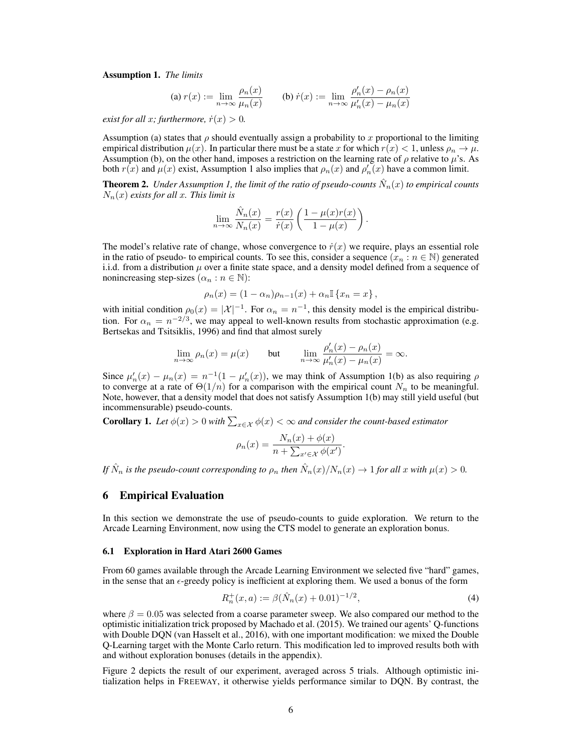**Assumption 1.** *The limits*

$$\text{(a) } r(x) := \lim_{n\to\infty} \frac{\rho_n(x)}{\mu_n(x)} \qquad \text{(b) } \dot{r}(x) := \lim_{n\to\infty} \frac{\rho'_n(x) - \rho_n(x)}{\mu'_n(x) - \mu_n(x)}$$

*exist for all $x$; furthermore, $\dot{r}(x) > 0$.*

Assumption (a) states that $\rho$ should eventually assign a probability to $x$ proportional to the limiting empirical distribution $\mu(x)$. In particular there must be a state $x$ for which $r(x) < 1$, unless $\rho_n \to \mu$. Assumption (b), on the other hand, imposes a restriction on the learning rate of $\rho$ relative to $\mu$'s. As both $r(x)$ and $\mu(x)$ exist, Assumption 1 also implies that $\rho_n(x)$ and $\rho'_n(x)$ have a common limit.

**Theorem 2.** *Under Assumption 1, the limit of the ratio of pseudo-counts $\hat{N}_n(x)$ to empirical counts $N_n(x)$ exists for all $x$. This limit is*

$$\lim_{n\to\infty} \frac{\hat{N}_n(x)}{N_n(x)} = \frac{r(x)}{\dot{r}(x)} \left( \frac{1 - \mu(x) r(x)}{1 - \mu(x)} \right).$$

The model's relative rate of change, whose convergence to $\dot{r}(x)$ we require, plays an essential role in the ratio of pseudo- to empirical counts. To see this, consider a sequence $(x_n : n \in \mathbb{N})$ generated i.i.d. from a distribution $\mu$ over a finite state space, and a density model defined from a sequence of nonincreasing step-sizes $(\alpha_n : n \in \mathbb{N})$:

$$\rho_n(x) = (1 - \alpha_n)\rho_{n-1}(x) + \alpha_n \mathbb{I}\{x_n = x\},$$

with initial condition $\rho_0(x) = |\mathcal{X}|^{-1}$. For $\alpha_n = n^{-1}$, this density model is the empirical distribution. For $\alpha_n = n^{-2/3}$, we may appeal to well-known results from stochastic approximation (e.g. Bertsekas and Tsitsiklis, 1996) and find that almost surely

$$\lim_{n\to\infty} \rho_n(x) = \mu(x) \qquad \text{but} \qquad \lim_{n\to\infty} \frac{\rho'_n(x) - \rho_n(x)}{\mu'_n(x) - \mu_n(x)} = \infty.$$

Since $\mu'_n(x) - \mu_n(x) = n^{-1}(1 - \mu'_n(x))$, we may think of Assumption 1(b) as also requiring $\rho$ to converge at a rate of $\Theta(1/n)$ for a comparison with the empirical count $N_n$ to be meaningful. Note, however, that a density model that does not satisfy Assumption 1(b) may still yield useful (but incommensurable) pseudo-counts.

**Corollary 1.** *Let $\phi(x) > 0$ with $\sum_{x\in\mathcal{X}} \phi(x) < \infty$ and consider the count-based estimator*

$$\rho_n(x) = \frac{N_n(x) + \phi(x)}{n + \sum_{x'\in\mathcal{X}} \phi(x')}.$$

*If $\hat{N}_n$ is the pseudo-count corresponding to $\rho_n$ then $\hat{N}_n(x)/N_n(x) \to 1$ for all $x$ with $\mu(x) > 0$.*

## 6 Empirical Evaluation

In this section we demonstrate the use of pseudo-counts to guide exploration. We return to the Arcade Learning Environment, now using the CTS model to generate an exploration bonus.

### 6.1 Exploration in Hard Atari 2600 Games

From 60 games available through the Arcade Learning Environment we selected five "hard" games, in the sense that an $\epsilon$-greedy policy is inefficient at exploring them. We used a bonus of the form

$$R^+_n(x, a) := \beta(\hat{N}_n(x) + 0.01)^{-1/2}, \tag{4}$$

where $\beta = 0.05$ was selected from a coarse parameter sweep. We also compared our method to the optimistic initialization trick proposed by Machado et al. (2015). We trained our agents' Q-functions with Double DQN (van Hasselt et al., 2016), with one important modification: we mixed the Double Q-Learning target with the Monte Carlo return. This modification led to improved results both with and without exploration bonuses (details in the appendix).

Figure 2 depicts the result of our experiment, averaged across 5 trials. Although optimistic initialization helps in FREEWAY, it otherwise yields performance similar to DQN. By contrast, the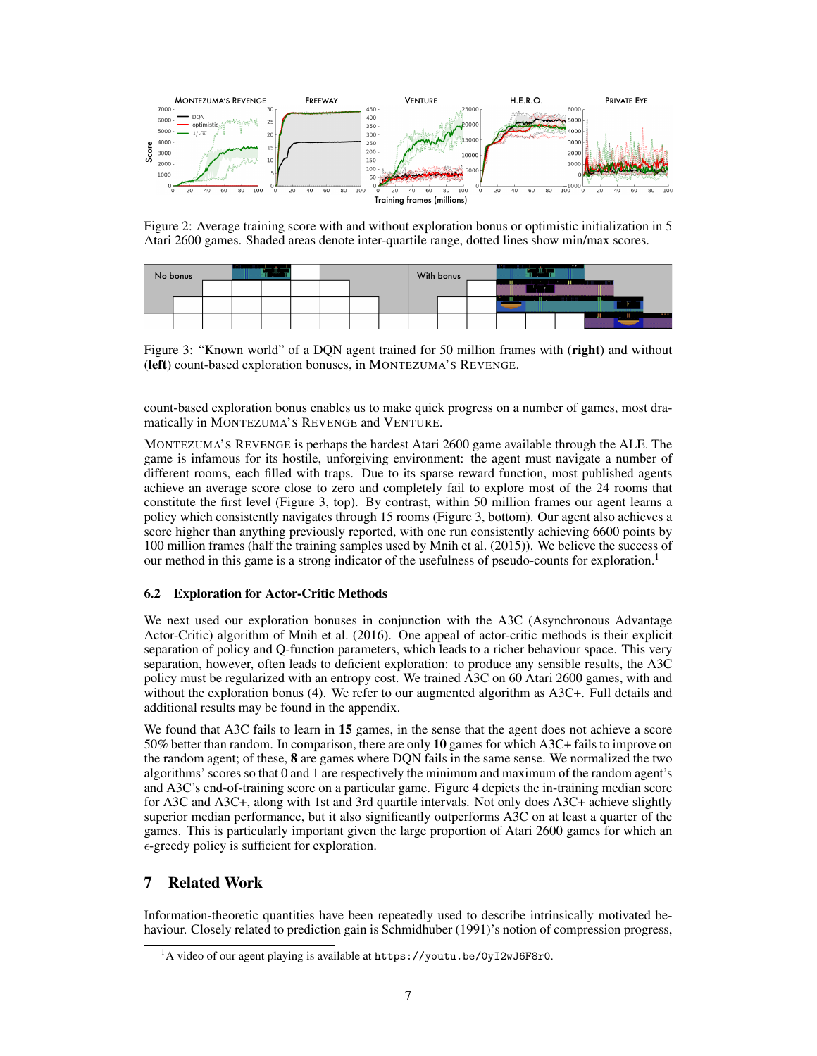Figure 2: Average training score with and without exploration bonus or optimistic initialization in 5 Atari 2600 games. Shaded areas denote inter-quartile range, dotted lines show min/max scores.

Figure 3: "Known world" of a DQN agent trained for 50 million frames with (**right**) and without (**left**) count-based exploration bonuses, in MONTEZUMA'S REVENGE.

count-based exploration bonus enables us to make quick progress on a number of games, most dramatically in MONTEZUMA'S REVENGE and VENTURE.

MONTEZUMA'S REVENGE is perhaps the hardest Atari 2600 game available through the ALE. The game is infamous for its hostile, unforgiving environment: the agent must navigate a number of different rooms, each filled with traps. Due to its sparse reward function, most published agents achieve an average score close to zero and completely fail to explore most of the 24 rooms that constitute the first level (Figure 3, top). By contrast, within 50 million frames our agent learns a policy which consistently navigates through 15 rooms (Figure 3, bottom). Our agent also achieves a score higher than anything previously reported, with one run consistently achieving 6600 points by 100 million frames (half the training samples used by Mnih et al. (2015)). We believe the success of our method in this game is a strong indicator of the usefulness of pseudo-counts for exploration.[1]

### 6.2 Exploration for Actor-Critic Methods

We next used our exploration bonuses in conjunction with the A3C (Asynchronous Advantage Actor-Critic) algorithm of Mnih et al. (2016). One appeal of actor-critic methods is their explicit separation of policy and Q-function parameters, which leads to a richer behaviour space. This very separation, however, often leads to deficient exploration: to produce any sensible results, the A3C policy must be regularized with an entropy cost. We trained A3C on 60 Atari 2600 games, with and without the exploration bonus (4). We refer to our augmented algorithm as A3C+. Full details and additional results may be found in the appendix.

We found that A3C fails to learn in **15** games, in the sense that the agent does not achieve a score 50% better than random. In comparison, there are only **10** games for which A3C+ fails to improve on the random agent; of these, **8** are games where DQN fails in the same sense. We normalized the two algorithms' scores so that 0 and 1 are respectively the minimum and maximum of the random agent's and A3C's end-of-training score on a particular game. Figure 4 depicts the in-training median score for A3C and A3C+, along with 1st and 3rd quartile intervals. Not only does A3C+ achieve slightly superior median performance, but it also significantly outperforms A3C on at least a quarter of the games. This is particularly important given the large proportion of Atari 2600 games for which an $\epsilon$-greedy policy is sufficient for exploration.

## 7 Related Work

Information-theoretic quantities have been repeatedly used to describe intrinsically motivated behaviour. Closely related to prediction gain is Schmidhuber (1991)'s notion of compression progress,

[1] A video of our agent playing is available at `https://youtu.be/0yI2wJ6F8r0`.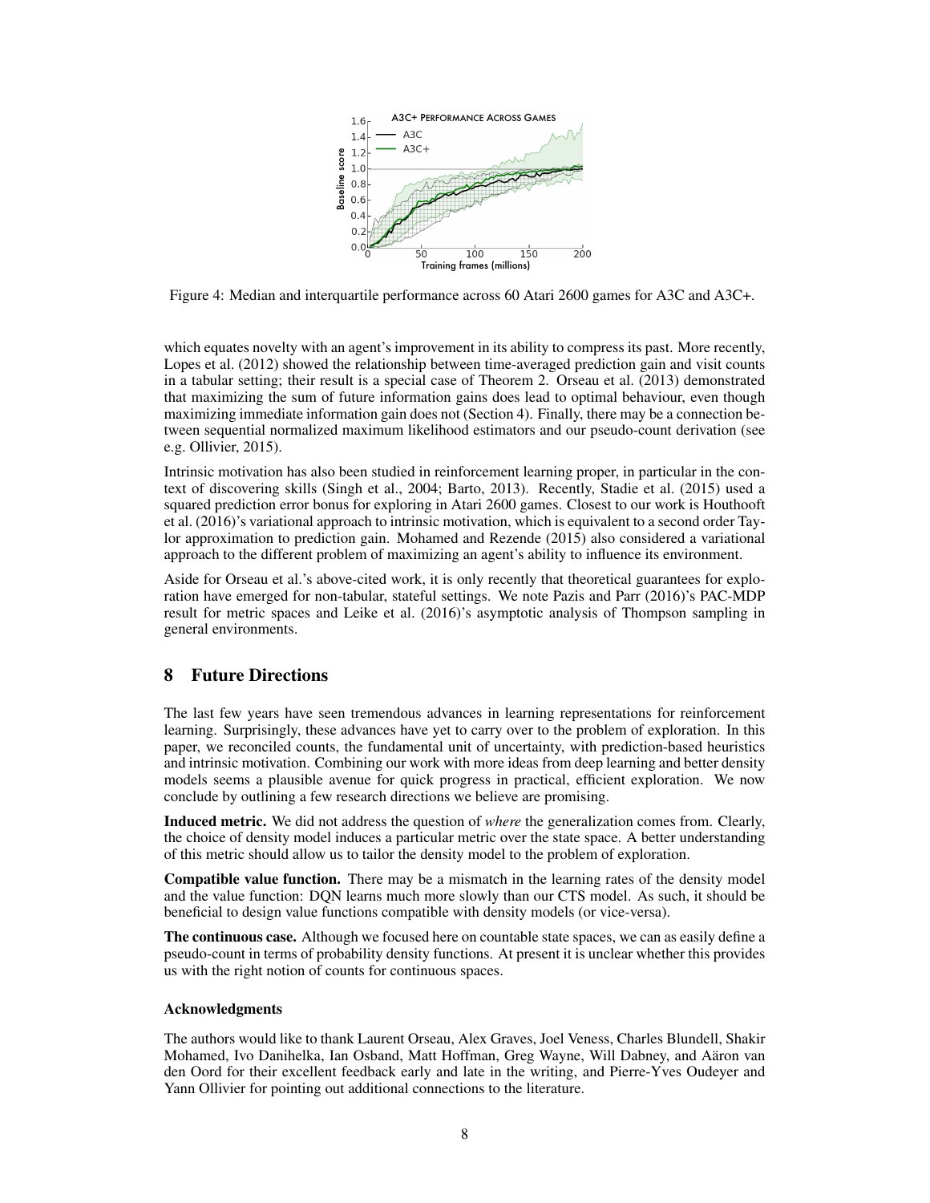Figure 4: Median and interquartile performance across 60 Atari 2600 games for A3C and A3C+.

which equates novelty with an agent's improvement in its ability to compress its past. More recently, Lopes et al. (2012) showed the relationship between time-averaged prediction gain and visit counts in a tabular setting; their result is a special case of Theorem 2. Orseau et al. (2013) demonstrated that maximizing the sum of future information gains does lead to optimal behaviour, even though maximizing immediate information gain does not (Section 4). Finally, there may be a connection between sequential normalized maximum likelihood estimators and our pseudo-count derivation (see e.g. Ollivier, 2015).

Intrinsic motivation has also been studied in reinforcement learning proper, in particular in the context of discovering skills (Singh et al., 2004; Barto, 2013). Recently, Stadie et al. (2015) used a squared prediction error bonus for exploring in Atari 2600 games. Closest to our work is Houthooft et al. (2016)'s variational approach to intrinsic motivation, which is equivalent to a second order Taylor approximation to prediction gain. Mohamed and Rezende (2015) also considered a variational approach to the different problem of maximizing an agent's ability to influence its environment.

Aside for Orseau et al.'s above-cited work, it is only recently that theoretical guarantees for exploration have emerged for non-tabular, stateful settings. We note Pazis and Parr (2016)'s PAC-MDP result for metric spaces and Leike et al. (2016)'s asymptotic analysis of Thompson sampling in general environments.

# 8 Future Directions

The last few years have seen tremendous advances in learning representations for reinforcement learning. Surprisingly, these advances have yet to carry over to the problem of exploration. In this paper, we reconciled counts, the fundamental unit of uncertainty, with prediction-based heuristics and intrinsic motivation. Combining our work with more ideas from deep learning and better density models seems a plausible avenue for quick progress in practical, efficient exploration. We now conclude by outlining a few research directions we believe are promising.

**Induced metric.** We did not address the question of *where* the generalization comes from. Clearly, the choice of density model induces a particular metric over the state space. A better understanding of this metric should allow us to tailor the density model to the problem of exploration.

**Compatible value function.** There may be a mismatch in the learning rates of the density model and the value function: DQN learns much more slowly than our CTS model. As such, it should be beneficial to design value functions compatible with density models (or vice-versa).

**The continuous case.** Although we focused here on countable state spaces, we can as easily define a pseudo-count in terms of probability density functions. At present it is unclear whether this provides us with the right notion of counts for continuous spaces.

### Acknowledgments

The authors would like to thank Laurent Orseau, Alex Graves, Joel Veness, Charles Blundell, Shakir Mohamed, Ivo Danihelka, Ian Osband, Matt Hoffman, Greg Wayne, Will Dabney, and Aäron van den Oord for their excellent feedback early and late in the writing, and Pierre-Yves Oudeyer and Yann Ollivier for pointing out additional connections to the literature.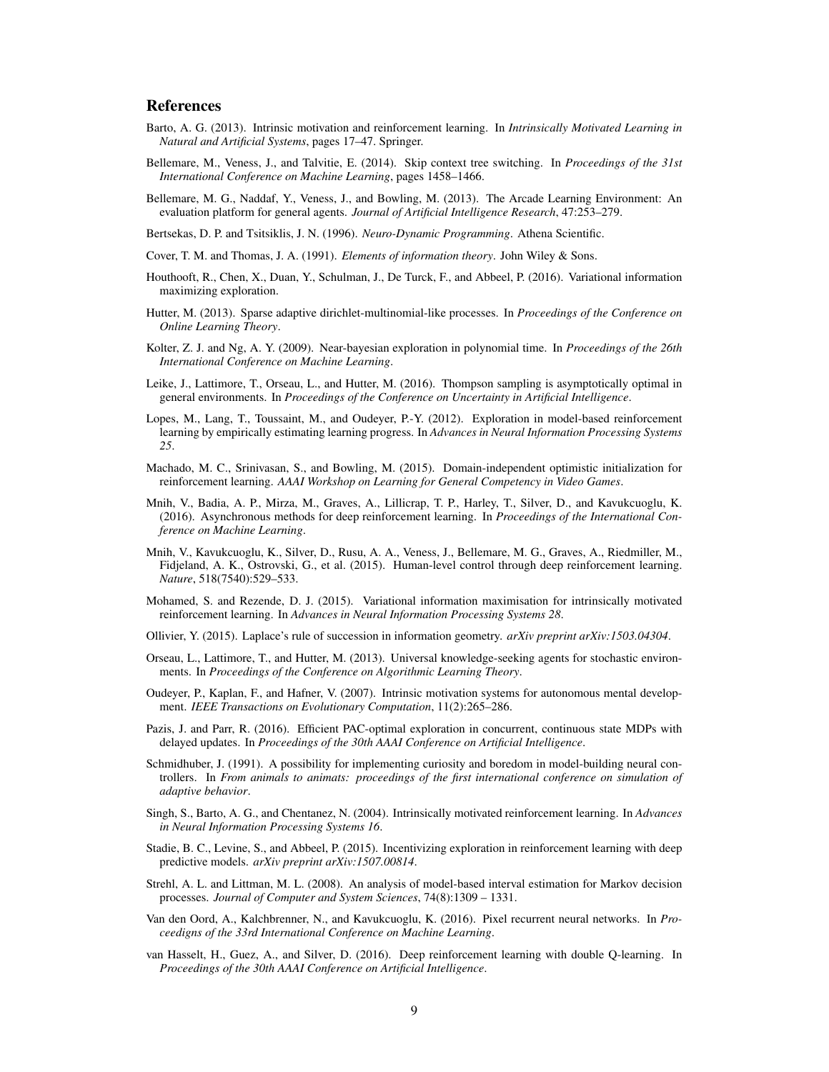## References

Barto, A. G. (2013). Intrinsic motivation and reinforcement learning. In *Intrinsically Motivated Learning in Natural and Artificial Systems*, pages 17–47. Springer.

Bellemare, M., Veness, J., and Talvitie, E. (2014). Skip context tree switching. In *Proceedings of the 31st International Conference on Machine Learning*, pages 1458–1466.

Bellemare, M. G., Naddaf, Y., Veness, J., and Bowling, M. (2013). The Arcade Learning Environment: An evaluation platform for general agents. *Journal of Artificial Intelligence Research*, 47:253–279.

Bertsekas, D. P. and Tsitsiklis, J. N. (1996). *Neuro-Dynamic Programming*. Athena Scientific.

Cover, T. M. and Thomas, J. A. (1991). *Elements of information theory*. John Wiley & Sons.

Houthooft, R., Chen, X., Duan, Y., Schulman, J., De Turck, F., and Abbeel, P. (2016). Variational information maximizing exploration.

Hutter, M. (2013). Sparse adaptive dirichlet-multinomial-like processes. In *Proceedings of the Conference on Online Learning Theory*.

Kolter, Z. J. and Ng, A. Y. (2009). Near-bayesian exploration in polynomial time. In *Proceedings of the 26th International Conference on Machine Learning*.

Leike, J., Lattimore, T., Orseau, L., and Hutter, M. (2016). Thompson sampling is asymptotically optimal in general environments. In *Proceedings of the Conference on Uncertainty in Artificial Intelligence*.

Lopes, M., Lang, T., Toussaint, M., and Oudeyer, P.-Y. (2012). Exploration in model-based reinforcement learning by empirically estimating learning progress. In *Advances in Neural Information Processing Systems 25*.

Machado, M. C., Srinivasan, S., and Bowling, M. (2015). Domain-independent optimistic initialization for reinforcement learning. *AAAI Workshop on Learning for General Competency in Video Games*.

Mnih, V., Badia, A. P., Mirza, M., Graves, A., Lillicrap, T. P., Harley, T., Silver, D., and Kavukcuoglu, K. (2016). Asynchronous methods for deep reinforcement learning. In *Proceedings of the International Conference on Machine Learning*.

Mnih, V., Kavukcuoglu, K., Silver, D., Rusu, A. A., Veness, J., Bellemare, M. G., Graves, A., Riedmiller, M., Fidjeland, A. K., Ostrovski, G., et al. (2015). Human-level control through deep reinforcement learning. *Nature*, 518(7540):529–533.

Mohamed, S. and Rezende, D. J. (2015). Variational information maximisation for intrinsically motivated reinforcement learning. In *Advances in Neural Information Processing Systems 28*.

Ollivier, Y. (2015). Laplace's rule of succession in information geometry. *arXiv preprint arXiv:1503.04304*.

Orseau, L., Lattimore, T., and Hutter, M. (2013). Universal knowledge-seeking agents for stochastic environments. In *Proceedings of the Conference on Algorithmic Learning Theory*.

Oudeyer, P., Kaplan, F., and Hafner, V. (2007). Intrinsic motivation systems for autonomous mental development. *IEEE Transactions on Evolutionary Computation*, 11(2):265–286.

Pazis, J. and Parr, R. (2016). Efficient PAC-optimal exploration in concurrent, continuous state MDPs with delayed updates. In *Proceedings of the 30th AAAI Conference on Artificial Intelligence*.

Schmidhuber, J. (1991). A possibility for implementing curiosity and boredom in model-building neural controllers. In *From animals to animats: proceedings of the first international conference on simulation of adaptive behavior*.

Singh, S., Barto, A. G., and Chentanez, N. (2004). Intrinsically motivated reinforcement learning. In *Advances in Neural Information Processing Systems 16*.

Stadie, B. C., Levine, S., and Abbeel, P. (2015). Incentivizing exploration in reinforcement learning with deep predictive models. *arXiv preprint arXiv:1507.00814*.

Strehl, A. L. and Littman, M. L. (2008). An analysis of model-based interval estimation for Markov decision processes. *Journal of Computer and System Sciences*, 74(8):1309 – 1331.

Van den Oord, A., Kalchbrenner, N., and Kavukcuoglu, K. (2016). Pixel recurrent neural networks. In *Proceedigns of the 33rd International Conference on Machine Learning*.

van Hasselt, H., Guez, A., and Silver, D. (2016). Deep reinforcement learning with double Q-learning. In *Proceedings of the 30th AAAI Conference on Artificial Intelligence*.